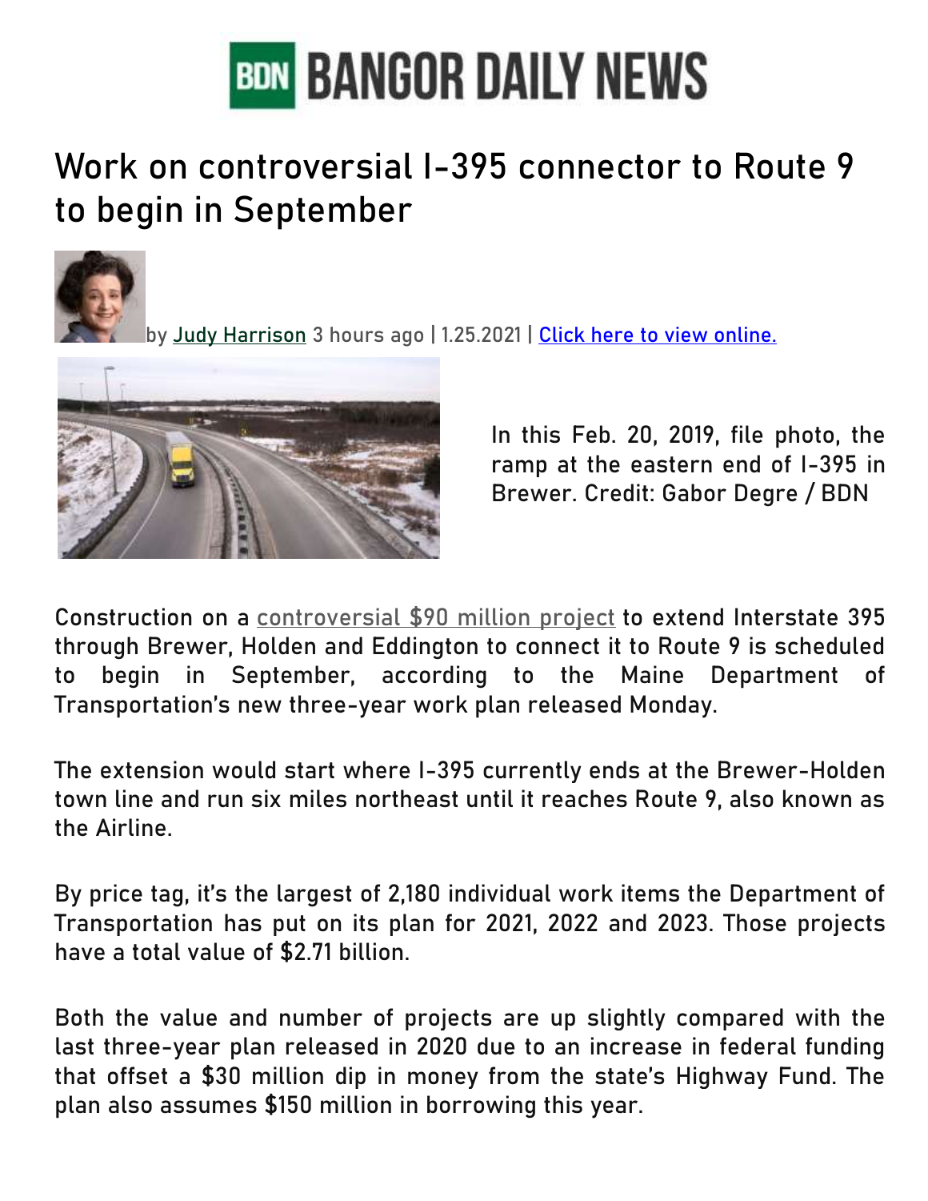# BANGOR DAILY NEWS

## Work on controversial I-395 connector to Route 9 to begin in September

by Judy Harrison 3 hours ago | 1.25.2021 | Click here to view online.

In this Feb. 20, 2019, file photo, the ramp at the eastern end of I-395 in Brewer. Credit: Gabor Degre / BDN

Construction on a controversial $90 million project to extend Interstate 395 through Brewer, Holden and Eddington to connect it to Route 9 is scheduled to begin in September, according to the Maine Department of Transportation's new three-year work plan released Monday.

The extension would start where I-395 currently ends at the Brewer-Holden town line and run six miles northeast until it reaches Route 9, also known as the Airline.

By price tag, it's the largest of 2,180 individual work items the Department of Transportation has put on its plan for 2021, 2022 and 2023. Those projects have a total value of $2.71 billion.

Both the value and number of projects are up slightly compared with the last three-year plan released in 2020 due to an increase in federal funding that offset a $30 million dip in money from the state's Highway Fund. The plan also assumes $150 million in borrowing this year.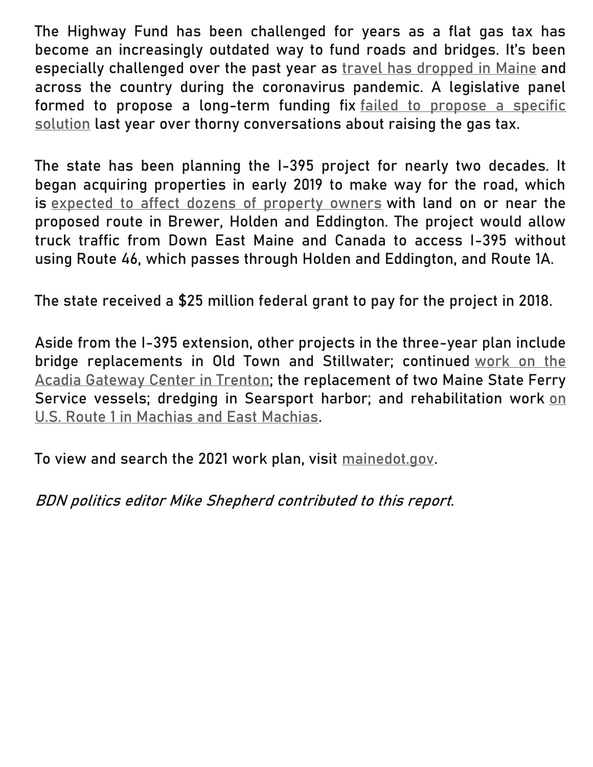The Highway Fund has been challenged for years as a flat gas tax has become an increasingly outdated way to fund roads and bridges. It's been especially challenged over the past year as travel has dropped in Maine and across the country during the coronavirus pandemic. A legislative panel formed to propose a long-term funding fix failed to propose a specific solution last year over thorny conversations about raising the gas tax.

The state has been planning the I-395 project for nearly two decades. It began acquiring properties in early 2019 to make way for the road, which is expected to affect dozens of property owners with land on or near the proposed route in Brewer, Holden and Eddington. The project would allow truck traffic from Down East Maine and Canada to access I-395 without using Route 46, which passes through Holden and Eddington, and Route 1A.

The state received a $25 million federal grant to pay for the project in 2018.

Aside from the I-395 extension, other projects in the three-year plan include bridge replacements in Old Town and Stillwater; continued work on the Acadia Gateway Center in Trenton; the replacement of two Maine State Ferry Service vessels; dredging in Searsport harbor; and rehabilitation work on U.S. Route 1 in Machias and East Machias.

To view and search the 2021 work plan, visit mainedot.gov.

*BDN politics editor Mike Shepherd contributed to this report.*